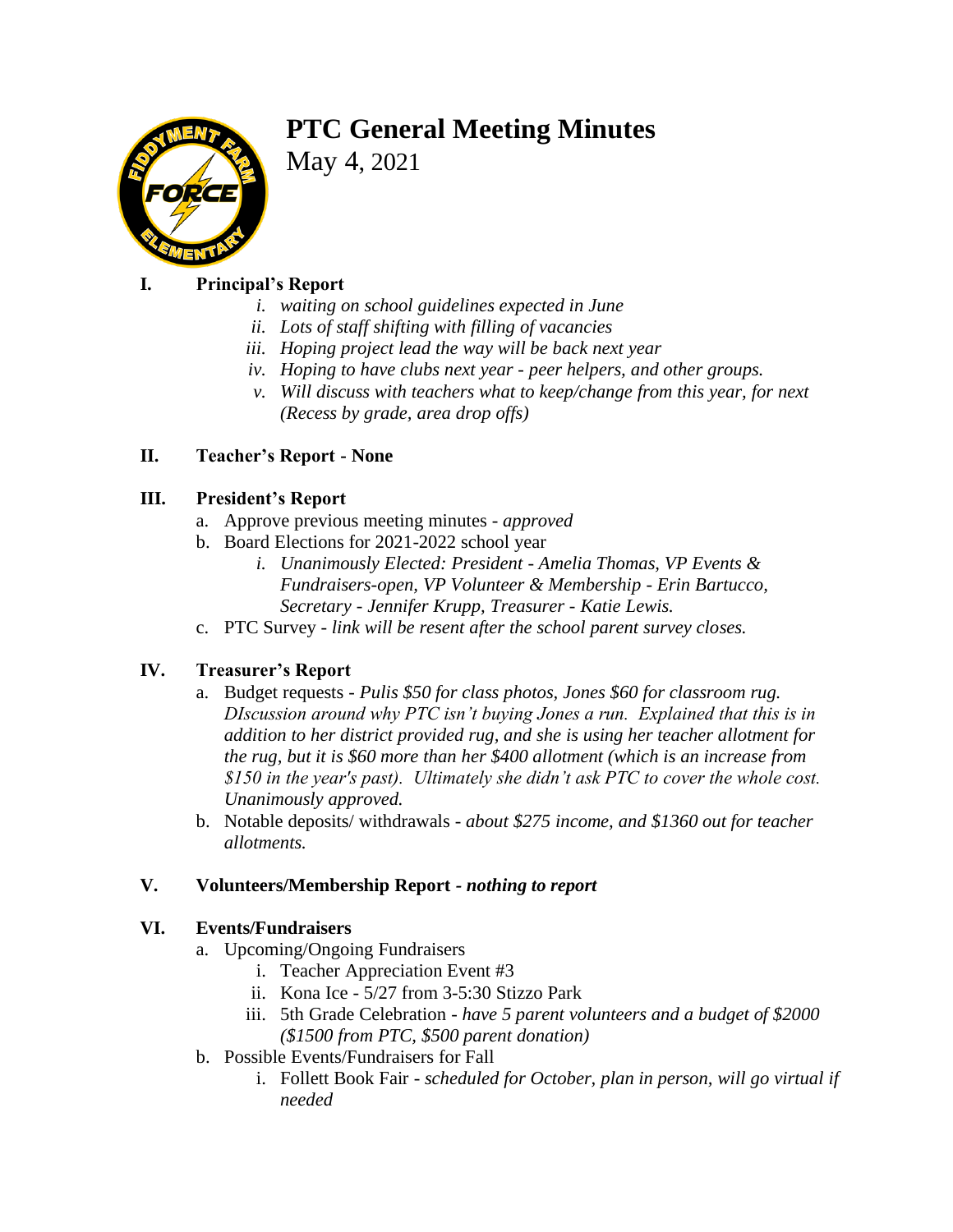# PTC General Meeting Minutes

May 4, 2021

## I. Principal's Report

   i. *waiting on school guidelines expected in June*
   ii. *Lots of staff shifting with filling of vacancies*
   iii. *Hoping project lead the way will be back next year*
   iv. *Hoping to have clubs next year - peer helpers, and other groups.*
   v. *Will discuss with teachers what to keep/change from this year, for next (Recess by grade, area drop offs)*

## II. Teacher's Report - None

## III. President's Report

a. Approve previous meeting minutes - *approved*
b. Board Elections for 2021-2022 school year
   i. *Unanimously Elected: President - Amelia Thomas, VP Events & Fundraisers-open, VP Volunteer & Membership - Erin Bartucco, Secretary - Jennifer Krupp, Treasurer - Katie Lewis.*
c. PTC Survey - *link will be resent after the school parent survey closes.*

## IV. Treasurer's Report

a. Budget requests - *Pulis $50 for class photos, Jones $60 for classroom rug. DIscussion around why PTC isn't buying Jones a run. Explained that this is in addition to her district provided rug, and she is using her teacher allotment for the rug, but it is $60 more than her $400 allotment (which is an increase from $150 in the year's past). Ultimately she didn't ask PTC to cover the whole cost. Unanimously approved.*
b. Notable deposits/ withdrawals - *about $275 income, and $1360 out for teacher allotments.*

## V. Volunteers/Membership Report - *nothing to report*

## VI. Events/Fundraisers

a. Upcoming/Ongoing Fundraisers
   i. Teacher Appreciation Event #3
   ii. Kona Ice - 5/27 from 3-5:30 Stizzo Park
   iii. 5th Grade Celebration - *have 5 parent volunteers and a budget of $2000 ($1500 from PTC, $500 parent donation)*
b. Possible Events/Fundraisers for Fall
   i. Follett Book Fair - *scheduled for October, plan in person, will go virtual if needed*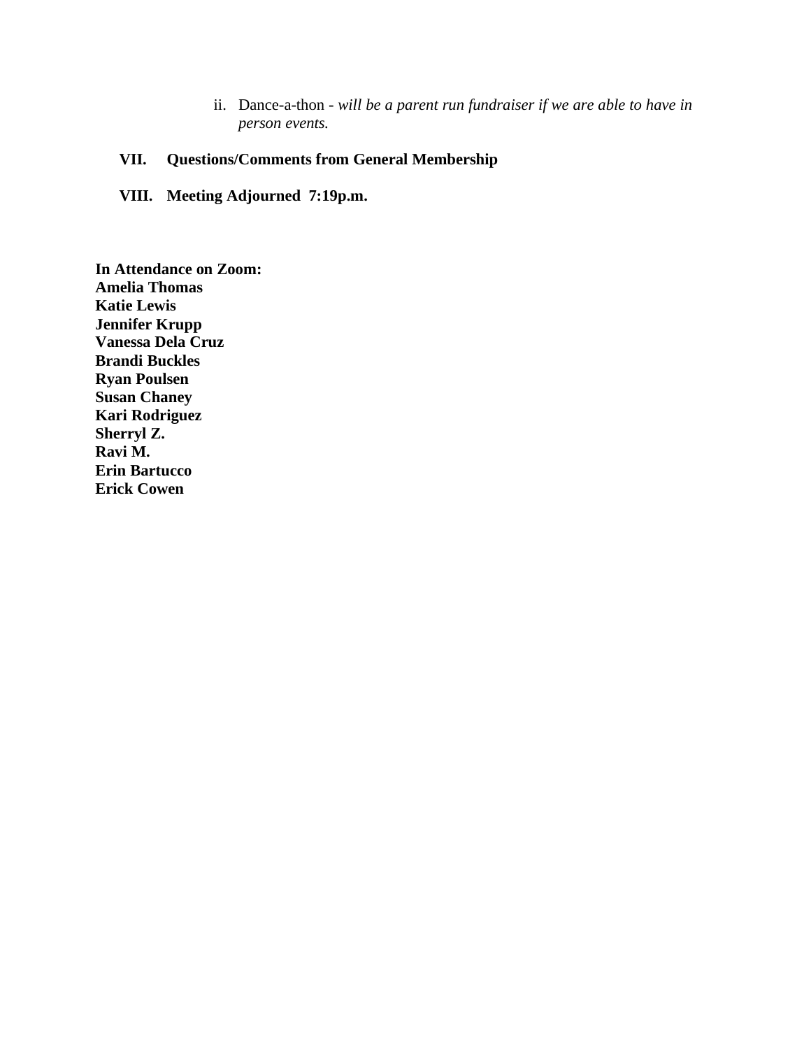ii. Dance-a-thon - *will be a parent run fundraiser if we are able to have in person events.*

**VII. Questions/Comments from General Membership**

**VIII. Meeting Adjourned 7:19p.m.**

**In Attendance on Zoom:**
**Amelia Thomas**
**Katie Lewis**
**Jennifer Krupp**
**Vanessa Dela Cruz**
**Brandi Buckles**
**Ryan Poulsen**
**Susan Chaney**
**Kari Rodriguez**
**Sherryl Z.**
**Ravi M.**
**Erin Bartucco**
**Erick Cowen**